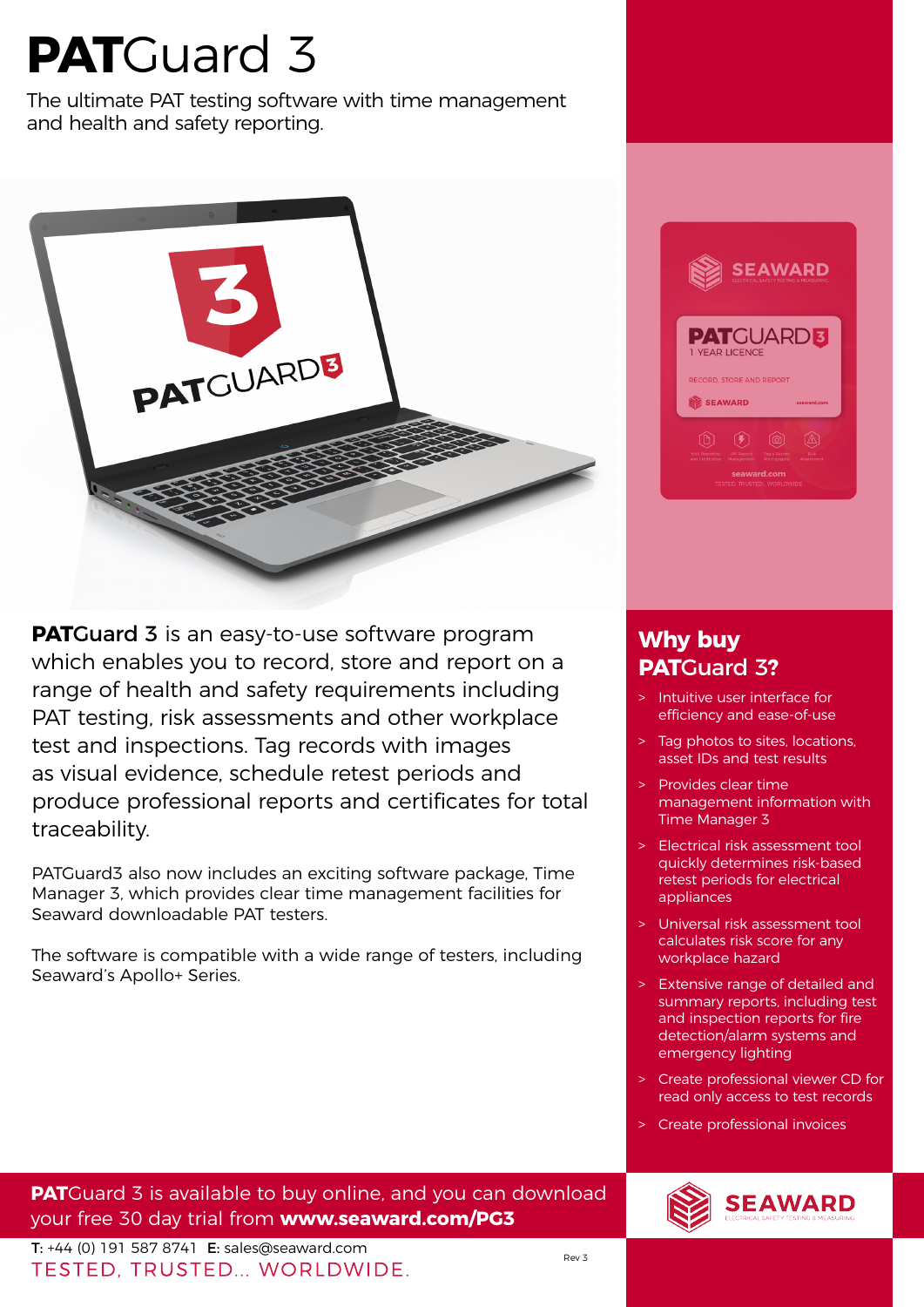# **PAT**Guard 3

The ultimate PAT testing software with time management and health and safety reporting.

**PAT**Guard 3 is an easy-to-use software program which enables you to record, store and report on a range of health and safety requirements including PAT testing, risk assessments and other workplace test and inspections. Tag records with images as visual evidence, schedule retest periods and produce professional reports and certificates for total traceability.

PATGuard3 also now includes an exciting software package, Time Manager 3, which provides clear time management facilities for Seaward downloadable PAT testers.

The software is compatible with a wide range of testers, including Seaward's Apollo+ Series.

## Why buy **PAT**Guard 3?

- Intuitive user interface for efficiency and ease-of-use
- Tag photos to sites, locations, asset IDs and test results
- Provides clear time management information with Time Manager 3
- Electrical risk assessment tool quickly determines risk-based retest periods for electrical appliances
- Universal risk assessment tool calculates risk score for any workplace hazard
- Extensive range of detailed and summary reports, including test and inspection reports for fire detection/alarm systems and emergency lighting
- Create professional viewer CD for read only access to test records
- Create professional invoices

**PAT**Guard 3 is available to buy online, and you can download your free 30 day trial from **www.seaward.com/PG3**

**T:** +44 (0) 191 587 8741 **E:** sales@seaward.com

TESTED, TRUSTED... WORLDWIDE.

Rev 3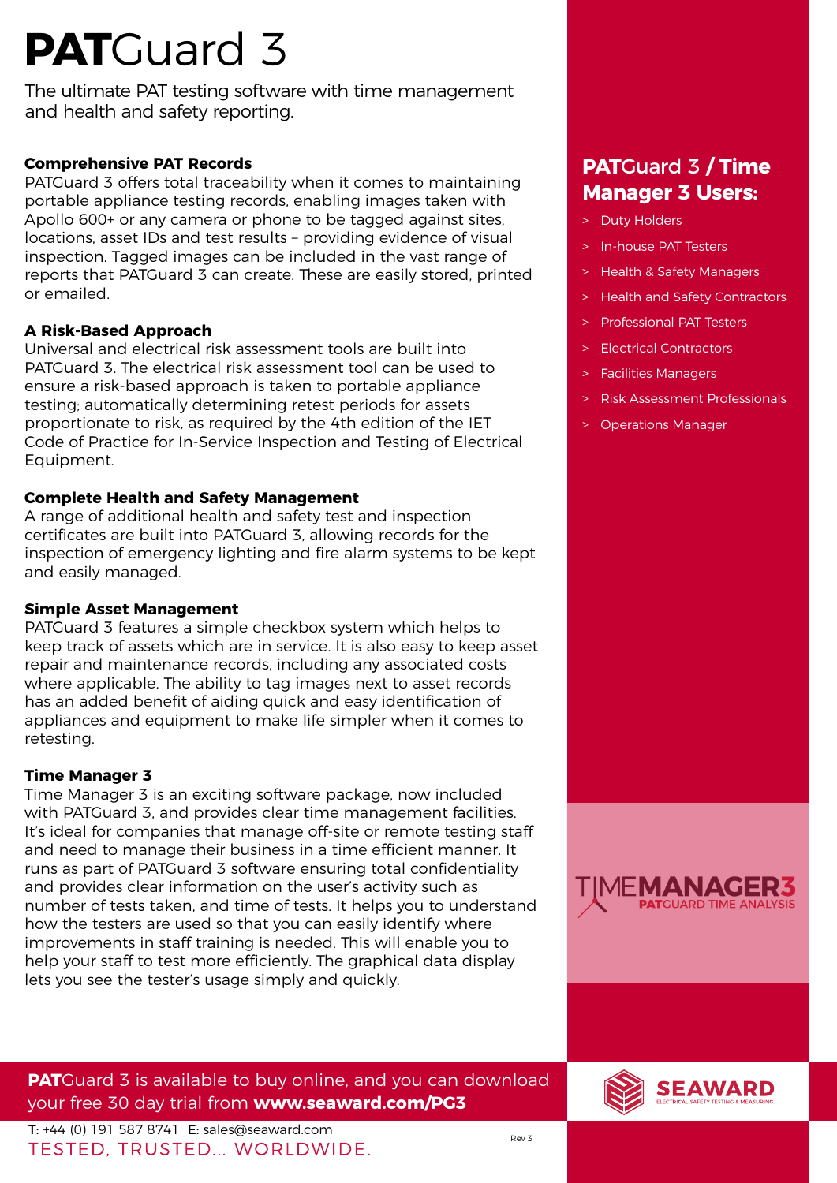# PATGuard 3

The ultimate PAT testing software with time management and health and safety reporting.

### Comprehensive PAT Records

PATGuard 3 offers total traceability when it comes to maintaining portable appliance testing records, enabling images taken with Apollo 600+ or any camera or phone to be tagged against sites, locations, asset IDs and test results – providing evidence of visual inspection. Tagged images can be included in the vast range of reports that PATGuard 3 can create. These are easily stored, printed or emailed.

### A Risk-Based Approach

Universal and electrical risk assessment tools are built into PATGuard 3. The electrical risk assessment tool can be used to ensure a risk-based approach is taken to portable appliance testing; automatically determining retest periods for assets proportionate to risk, as required by the 4th edition of the IET Code of Practice for In-Service Inspection and Testing of Electrical Equipment.

### Complete Health and Safety Management

A range of additional health and safety test and inspection certificates are built into PATGuard 3, allowing records for the inspection of emergency lighting and fire alarm systems to be kept and easily managed.

### Simple Asset Management

PATGuard 3 features a simple checkbox system which helps to keep track of assets which are in service. It is also easy to keep asset repair and maintenance records, including any associated costs where applicable. The ability to tag images next to asset records has an added benefit of aiding quick and easy identification of appliances and equipment to make life simpler when it comes to retesting.

### Time Manager 3

Time Manager 3 is an exciting software package, now included with PATGuard 3, and provides clear time management facilities. It's ideal for companies that manage off-site or remote testing staff and need to manage their business in a time efficient manner. It runs as part of PATGuard 3 software ensuring total confidentiality and provides clear information on the user's activity such as number of tests taken, and time of tests. It helps you to understand how the testers are used so that you can easily identify where improvements in staff training is needed. This will enable you to help your staff to test more efficiently. The graphical data display lets you see the tester's usage simply and quickly.

## PATGuard 3 / Time Manager 3 Users:

- Duty Holders
- In-house PAT Testers
- Health & Safety Managers
- Health and Safety Contractors
- Professional PAT Testers
- Electrical Contractors
- Facilities Managers
- Risk Assessment Professionals
- Operations Manager

TIMEMANAGER3
PATGUARD TIME ANALYSIS

**PAT**Guard 3 is available to buy online, and you can download your free 30 day trial from **www.seaward.com/PG3**

SEAWARD
ELECTRICAL SAFETY TESTING & MEASURING

**T:** +44 (0) 191 587 8741 **E:** sales@seaward.com

TESTED, TRUSTED... WORLDWIDE.

Rev 3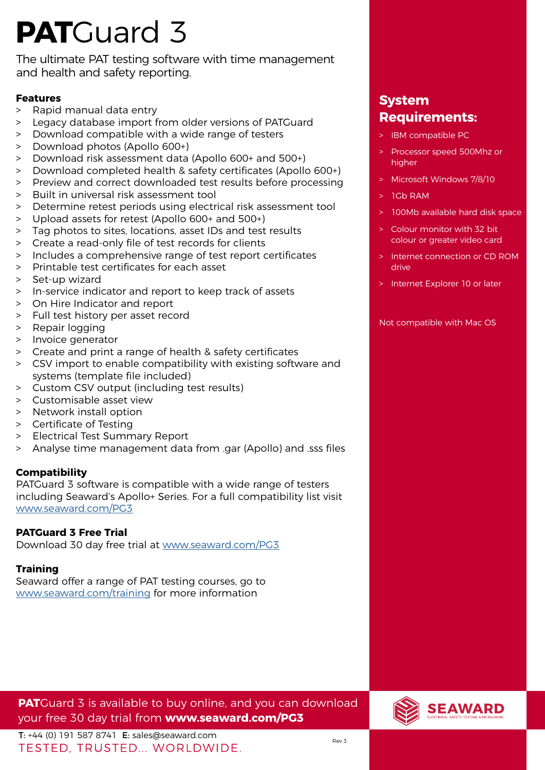# PATGuard 3

The ultimate PAT testing software with time management and health and safety reporting.

**Features**

- Rapid manual data entry
- Legacy database import from older versions of PATGuard
- Download compatible with a wide range of testers
- Download photos (Apollo 600+)
- Download risk assessment data (Apollo 600+ and 500+)
- Download completed health & safety certificates (Apollo 600+)
- Preview and correct downloaded test results before processing
- Built in universal risk assessment tool
- Determine retest periods using electrical risk assessment tool
- Upload assets for retest (Apollo 600+ and 500+)
- Tag photos to sites, locations, asset IDs and test results
- Create a read-only file of test records for clients
- Includes a comprehensive range of test report certificates
- Printable test certificates for each asset
- Set-up wizard
- In-service indicator and report to keep track of assets
- On Hire Indicator and report
- Full test history per asset record
- Repair logging
- Invoice generator
- Create and print a range of health & safety certificates
- CSV import to enable compatibility with existing software and systems (template file included)
- Custom CSV output (including test results)
- Customisable asset view
- Network install option
- Certificate of Testing
- Electrical Test Summary Report
- Analyse time management data from .gar (Apollo) and .sss files

**Compatibility**

PATGuard 3 software is compatible with a wide range of testers including Seaward's Apollo+ Series. For a full compatibility list visit www.seaward.com/PG3

**PATGuard 3 Free Trial**

Download 30 day free trial at www.seaward.com/PG3

**Training**

Seaward offer a range of PAT testing courses, go to www.seaward.com/training for more information

## System Requirements:

- IBM compatible PC
- Processor speed 500Mhz or higher
- Microsoft Windows 7/8/10
- 1Gb RAM
- 100Mb available hard disk space
- Colour monitor with 32 bit colour or greater video card
- Internet connection or CD ROM drive
- Internet Explorer 10 or later

Not compatible with Mac OS

**PAT**Guard 3 is available to buy online, and you can download your free 30 day trial from **www.seaward.com/PG3**

SEAWARD
ELECTRICAL SAFETY TESTING & MEASURING

T: +44 (0) 191 587 8741 E: sales@seaward.com

TESTED, TRUSTED... WORLDWIDE.

Rev 3